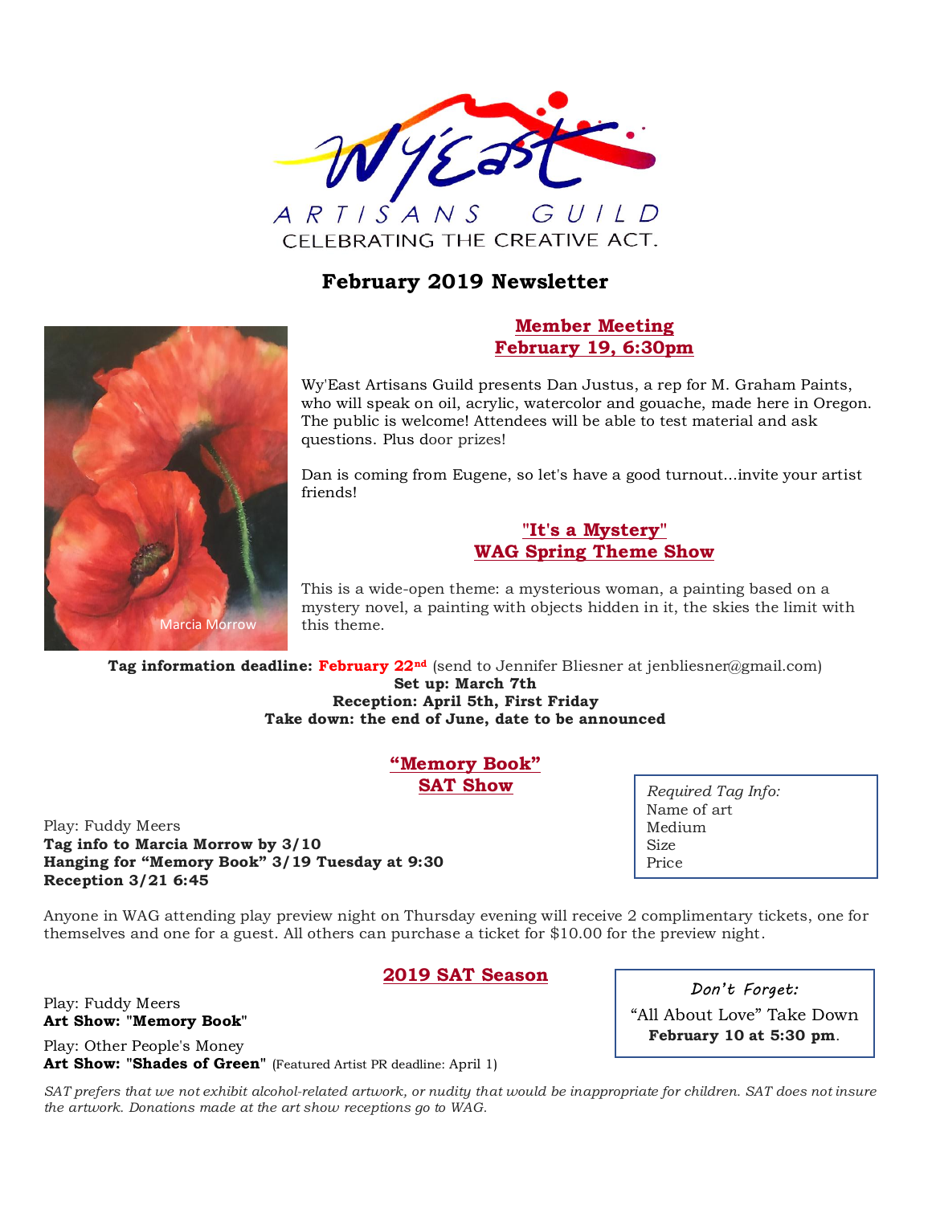Wy'East ARTISANS GUILD

CELEBRATING THE CREATIVE ACT.

# February 2019 Newsletter

## Member Meeting
## February 19, 6:30pm

Wy'East Artisans Guild presents Dan Justus, a rep for M. Graham Paints, who will speak on oil, acrylic, watercolor and gouache, made here in Oregon. The public is welcome! Attendees will be able to test material and ask questions. Plus door prizes!

Dan is coming from Eugene, so let's have a good turnout...invite your artist friends!

Marcia Morrow

## "It's a Mystery"
## WAG Spring Theme Show

This is a wide-open theme: a mysterious woman, a painting based on a mystery novel, a painting with objects hidden in it, the skies the limit with this theme.

**Tag information deadline: February 22nd** (send to Jennifer Bliesner at jenbliesner@gmail.com)
**Set up: March 7th**
**Reception: April 5th, First Friday**
**Take down: the end of June, date to be announced**

## "Memory Book"
## SAT Show

Play: Fuddy Meers
**Tag info to Marcia Morrow by 3/10**
**Hanging for "Memory Book" 3/19 Tuesday at 9:30**
**Reception 3/21 6:45**

*Required Tag Info:*
Name of art
Medium
Size
Price

Anyone in WAG attending play preview night on Thursday evening will receive 2 complimentary tickets, one for themselves and one for a guest. All others can purchase a ticket for $10.00 for the preview night.

## 2019 SAT Season

Play: Fuddy Meers
**Art Show: "Memory Book"**

Play: Other People's Money
**Art Show: "Shades of Green"** (Featured Artist PR deadline: April 1)

*Don't Forget:*
"All About Love" Take Down
**February 10 at 5:30 pm**.

*SAT prefers that we not exhibit alcohol-related artwork, or nudity that would be inappropriate for children. SAT does not insure the artwork. Donations made at the art show receptions go to WAG.*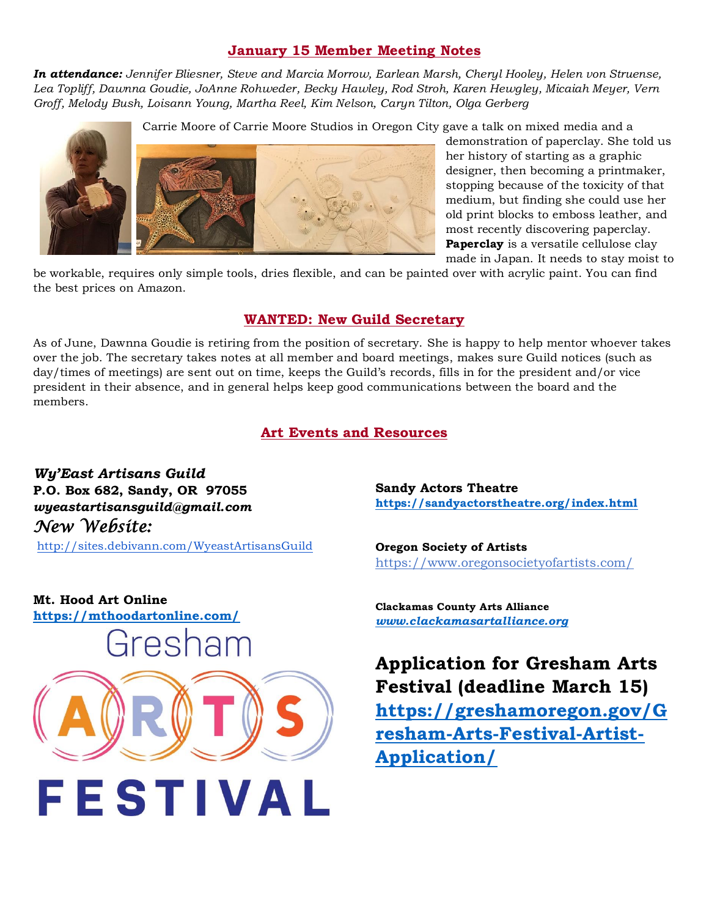## January 15 Member Meeting Notes

***In attendance:*** *Jennifer Bliesner, Steve and Marcia Morrow, Earlean Marsh, Cheryl Hooley, Helen von Struense, Lea Topliff, Dawnna Goudie, JoAnne Rohweder, Becky Hawley, Rod Stroh, Karen Hewgley, Micaiah Meyer, Vern Groff, Melody Bush, Loisann Young, Martha Reel, Kim Nelson, Caryn Tilton, Olga Gerberg*

Carrie Moore of Carrie Moore Studios in Oregon City gave a talk on mixed media and a demonstration of paperclay. She told us her history of starting as a graphic designer, then becoming a printmaker, stopping because of the toxicity of that medium, but finding she could use her old print blocks to emboss leather, and most recently discovering paperclay. **Paperclay** is a versatile cellulose clay made in Japan. It needs to stay moist to be workable, requires only simple tools, dries flexible, and can be painted over with acrylic paint. You can find the best prices on Amazon.

## WANTED: New Guild Secretary

As of June, Dawnna Goudie is retiring from the position of secretary. She is happy to help mentor whoever takes over the job. The secretary takes notes at all member and board meetings, makes sure Guild notices (such as day/times of meetings) are sent out on time, keeps the Guild's records, fills in for the president and/or vice president in their absence, and in general helps keep good communications between the board and the members.

## Art Events and Resources

***Wy'East Artisans Guild***
**P.O. Box 682, Sandy, OR 97055**
***wyeastartisansguild@gmail.com***
*New Website:*
http://sites.debivann.com/WyeastArtisansGuild

**Mt. Hood Art Online**
**https://mthoodartonline.com/**

**Sandy Actors Theatre**
**https://sandyactorstheatre.org/index.html**

**Oregon Society of Artists**
https://www.oregonsocietyofartists.com/

**Clackamas County Arts Alliance**
***www.clackamasartalliance.org***

Gresham ARTS FESTIVAL

### Application for Gresham Arts Festival (deadline March 15)

**https://greshamoregon.gov/Gresham-Arts-Festival-Artist-Application/**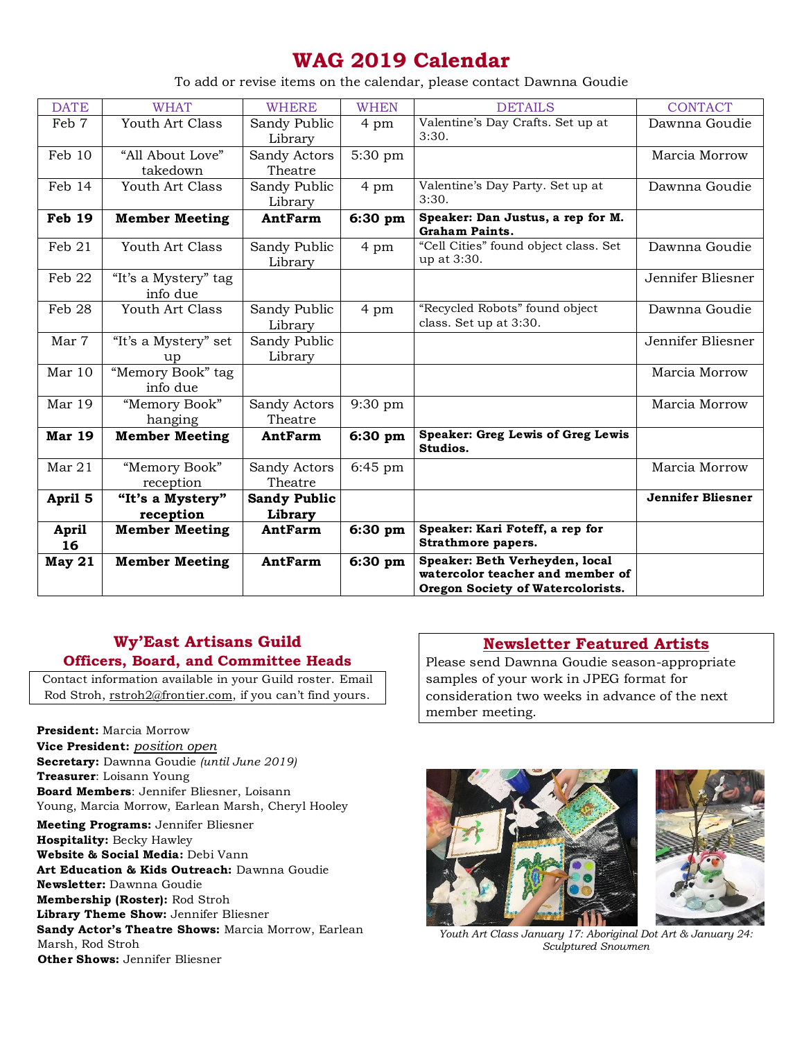# WAG 2019 Calendar

To add or revise items on the calendar, please contact Dawnna Goudie

| DATE | WHAT | WHERE | WHEN | DETAILS | CONTACT |
|---|---|---|---|---|---|
| Feb 7 | Youth Art Class | Sandy Public Library | 4 pm | Valentine's Day Crafts. Set up at 3:30. | Dawnna Goudie |
| Feb 10 | "All About Love" takedown | Sandy Actors Theatre | 5:30 pm | | Marcia Morrow |
| Feb 14 | Youth Art Class | Sandy Public Library | 4 pm | Valentine's Day Party. Set up at 3:30. | Dawnna Goudie |
| **Feb 19** | **Member Meeting** | **AntFarm** | **6:30 pm** | **Speaker: Dan Justus, a rep for M. Graham Paints.** | |
| Feb 21 | Youth Art Class | Sandy Public Library | 4 pm | "Cell Cities" found object class. Set up at 3:30. | Dawnna Goudie |
| Feb 22 | "It's a Mystery" tag info due | | | | Jennifer Bliesner |
| Feb 28 | Youth Art Class | Sandy Public Library | 4 pm | "Recycled Robots" found object class. Set up at 3:30. | Dawnna Goudie |
| Mar 7 | "It's a Mystery" set up | Sandy Public Library | | | Jennifer Bliesner |
| Mar 10 | "Memory Book" tag info due | | | | Marcia Morrow |
| Mar 19 | "Memory Book" hanging | Sandy Actors Theatre | 9:30 pm | | Marcia Morrow |
| **Mar 19** | **Member Meeting** | **AntFarm** | **6:30 pm** | **Speaker: Greg Lewis of Greg Lewis Studios.** | |
| Mar 21 | "Memory Book" reception | Sandy Actors Theatre | 6:45 pm | | Marcia Morrow |
| **April 5** | **"It's a Mystery" reception** | **Sandy Public Library** | | | **Jennifer Bliesner** |
| **April 16** | **Member Meeting** | **AntFarm** | **6:30 pm** | **Speaker: Kari Foteff, a rep for Strathmore papers.** | |
| **May 21** | **Member Meeting** | **AntFarm** | **6:30 pm** | **Speaker: Beth Verheyden, local watercolor teacher and member of Oregon Society of Watercolorists.** | |

## Wy'East Artisans Guild
### Officers, Board, and Committee Heads

Contact information available in your Guild roster. Email Rod Stroh, rstroh2@frontier.com, if you can't find yours.

**President:** Marcia Morrow
**Vice President:** *position open*
**Secretary:** Dawnna Goudie *(until June 2019)*
**Treasurer**: Loisann Young
**Board Members**: Jennifer Bliesner, Loisann Young, Marcia Morrow, Earlean Marsh, Cheryl Hooley

**Meeting Programs:** Jennifer Bliesner
**Hospitality:** Becky Hawley
**Website & Social Media:** Debi Vann
**Art Education & Kids Outreach:** Dawnna Goudie
**Newsletter:** Dawnna Goudie
**Membership (Roster):** Rod Stroh
**Library Theme Show:** Jennifer Bliesner
**Sandy Actor's Theatre Shows:** Marcia Morrow, Earlean Marsh, Rod Stroh
**Other Shows:** Jennifer Bliesner

## Newsletter Featured Artists

Please send Dawnna Goudie season-appropriate samples of your work in JPEG format for consideration two weeks in advance of the next member meeting.

*Youth Art Class January 17: Aboriginal Dot Art & January 24: Sculptured Snowmen*